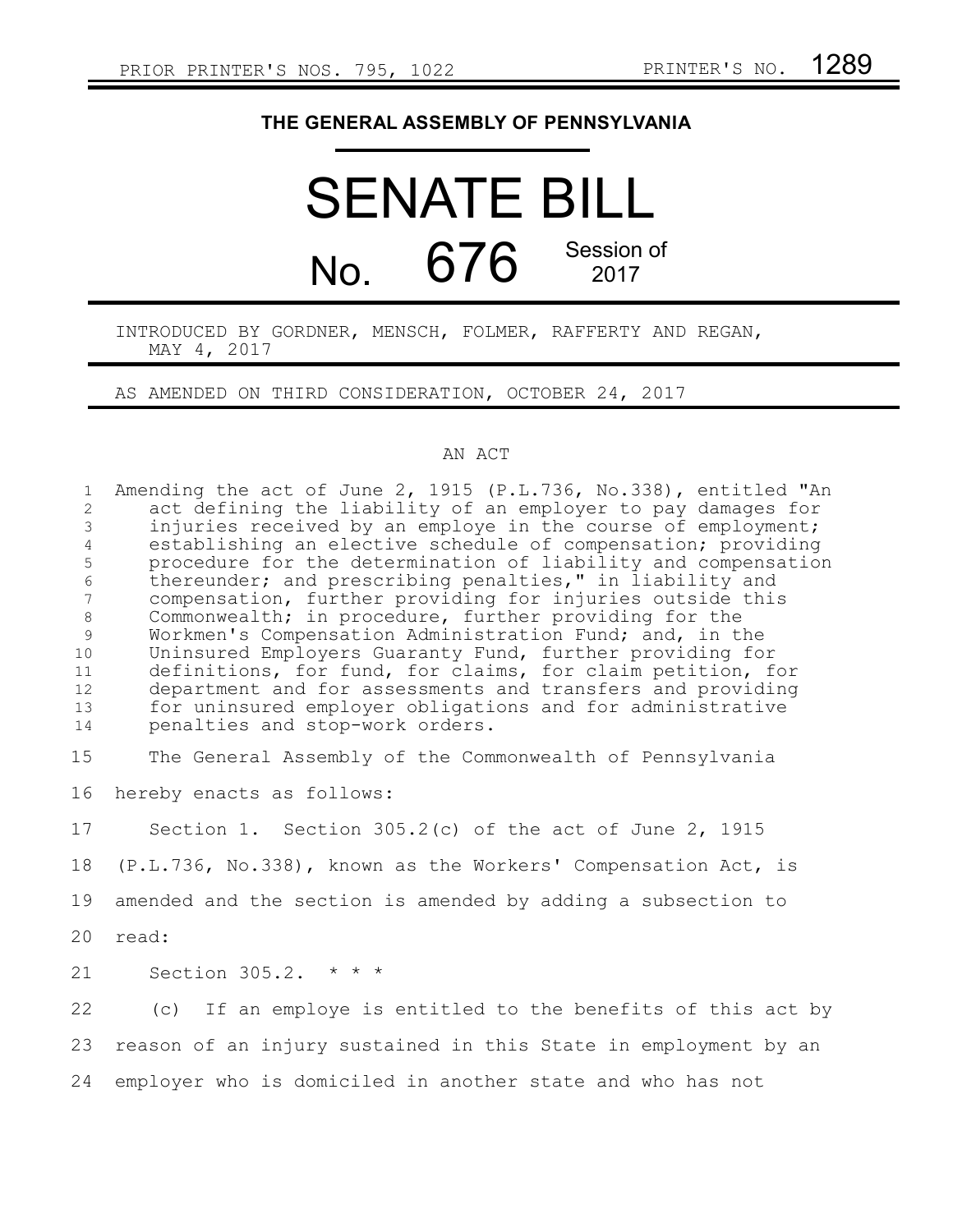PRIOR PRINTER'S NOS. 795, 1022 PRINTER'S NO. 1289

# THE GENERAL ASSEMBLY OF PENNSYLVANIA

# SENATE BILL

## No. 676 Session of 2017

INTRODUCED BY GORDNER, MENSCH, FOLMER, RAFFERTY AND REGAN, MAY 4, 2017

AS AMENDED ON THIRD CONSIDERATION, OCTOBER 24, 2017

AN ACT

Amending the act of June 2, 1915 (P.L.736, No.338), entitled "An act defining the liability of an employer to pay damages for injuries received by an employe in the course of employment; establishing an elective schedule of compensation; providing procedure for the determination of liability and compensation thereunder; and prescribing penalties," in liability and compensation, further providing for injuries outside this Commonwealth; in procedure, further providing for the Workmen's Compensation Administration Fund; and, in the Uninsured Employers Guaranty Fund, further providing for definitions, for fund, for claims, for claim petition, for department and for assessments and transfers and providing for uninsured employer obligations and for administrative penalties and stop-work orders.

The General Assembly of the Commonwealth of Pennsylvania hereby enacts as follows:

Section 1. Section 305.2(c) of the act of June 2, 1915 (P.L.736, No.338), known as the Workers' Compensation Act, is amended and the section is amended by adding a subsection to read:

Section 305.2. * * *

(c) If an employe is entitled to the benefits of this act by reason of an injury sustained in this State in employment by an employer who is domiciled in another state and who has not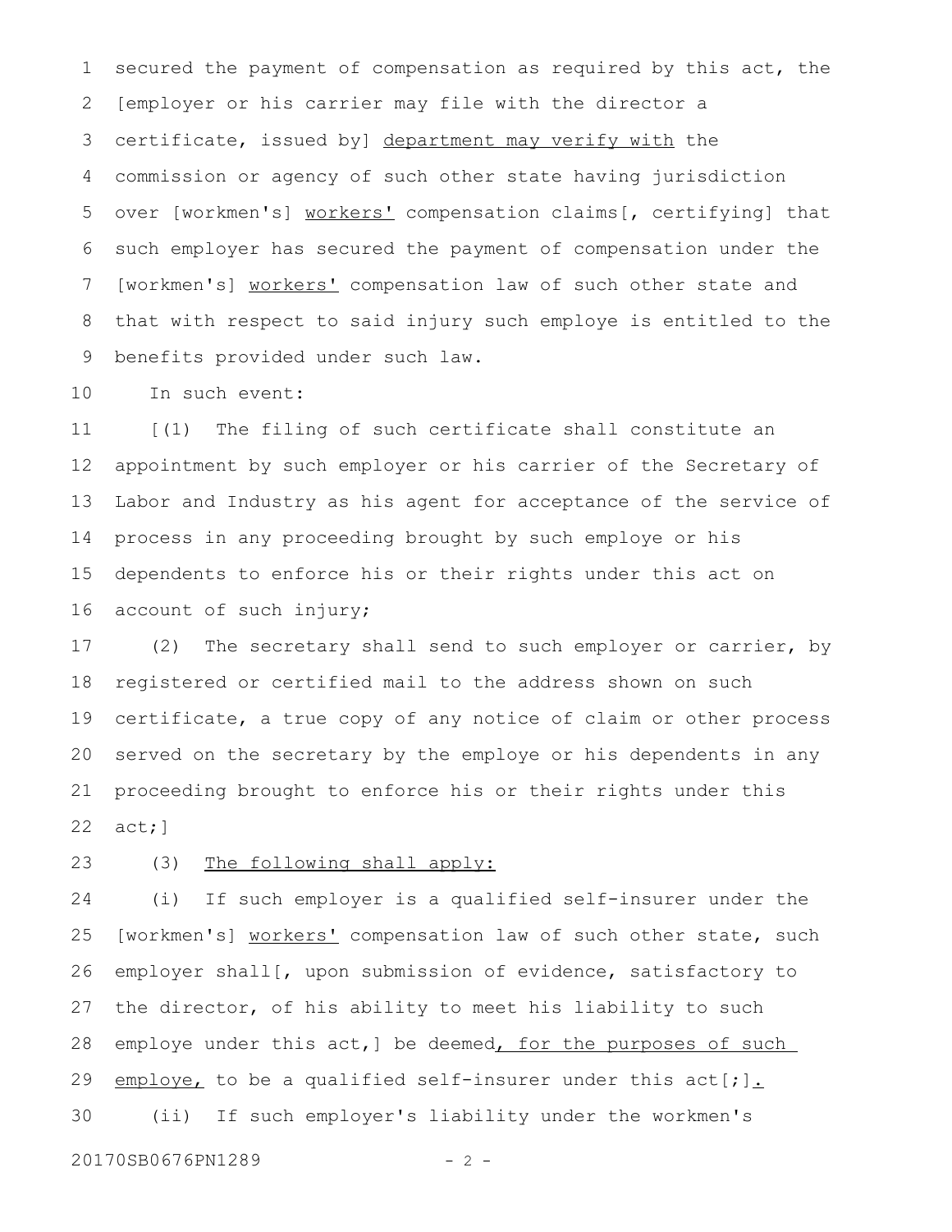secured the payment of compensation as required by this act, the [employer or his carrier may file with the director a certificate, issued by] <u>department may verify with</u> the commission or agency of such other state having jurisdiction over [workmen's] <u>workers'</u> compensation claims[, certifying] that such employer has secured the payment of compensation under the [workmen's] <u>workers'</u> compensation law of such other state and that with respect to said injury such employe is entitled to the benefits provided under such law.

In such event:

[(1) The filing of such certificate shall constitute an appointment by such employer or his carrier of the Secretary of Labor and Industry as his agent for acceptance of the service of process in any proceeding brought by such employe or his dependents to enforce his or their rights under this act on account of such injury;

(2) The secretary shall send to such employer or carrier, by registered or certified mail to the address shown on such certificate, a true copy of any notice of claim or other process served on the secretary by the employe or his dependents in any proceeding brought to enforce his or their rights under this act;]

(3) <u>The following shall apply:</u>

(i) If such employer is a qualified self-insurer under the [workmen's] <u>workers'</u> compensation law of such other state, such employer shall[, upon submission of evidence, satisfactory to the director, of his ability to meet his liability to such employe under this act,] be deemed<u>, for the purposes of such employe,</u> to be a qualified self-insurer under this act[;]<u>.</u>

(ii) If such employer's liability under the workmen's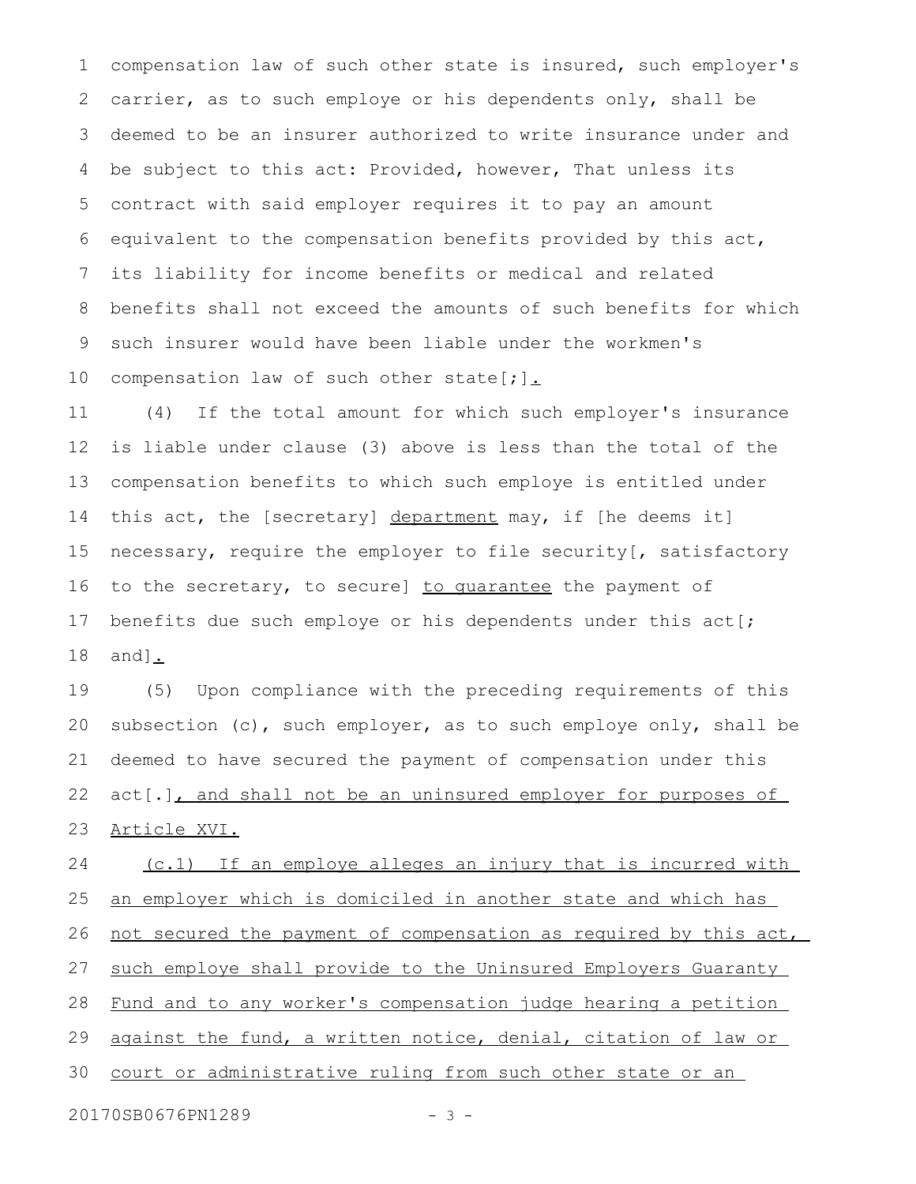compensation law of such other state is insured, such employer's carrier, as to such employe or his dependents only, shall be deemed to be an insurer authorized to write insurance under and be subject to this act: Provided, however, That unless its contract with said employer requires it to pay an amount equivalent to the compensation benefits provided by this act, its liability for income benefits or medical and related benefits shall not exceed the amounts of such benefits for which such insurer would have been liable under the workmen's compensation law of such other state[;].

(4) If the total amount for which such employer's insurance is liable under clause (3) above is less than the total of the compensation benefits to which such employe is entitled under this act, the [secretary] department may, if [he deems it] necessary, require the employer to file security[, satisfactory to the secretary, to secure] to guarantee the payment of benefits due such employe or his dependents under this act[; and].

(5) Upon compliance with the preceding requirements of this subsection (c), such employer, as to such employe only, shall be deemed to have secured the payment of compensation under this act[.], and shall not be an uninsured employer for purposes of Article XVI.

(c.1) If an employe alleges an injury that is incurred with an employer which is domiciled in another state and which has not secured the payment of compensation as required by this act, such employe shall provide to the Uninsured Employers Guaranty Fund and to any worker's compensation judge hearing a petition against the fund, a written notice, denial, citation of law or court or administrative ruling from such other state or an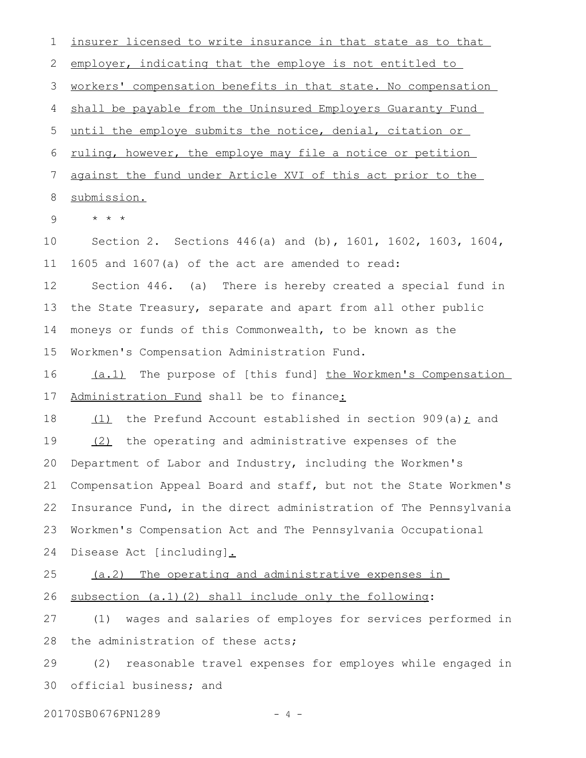insurer licensed to write insurance in that state as to that employer, indicating that the employe is not entitled to workers' compensation benefits in that state. No compensation shall be payable from the Uninsured Employers Guaranty Fund until the employe submits the notice, denial, citation or ruling, however, the employe may file a notice or petition against the fund under Article XVI of this act prior to the submission.

* * *

Section 2. Sections 446(a) and (b), 1601, 1602, 1603, 1604, 1605 and 1607(a) of the act are amended to read:

Section 446. (a) There is hereby created a special fund in the State Treasury, separate and apart from all other public moneys or funds of this Commonwealth, to be known as the Workmen's Compensation Administration Fund.

(a.1) The purpose of [this fund] the Workmen's Compensation Administration Fund shall be to finance:

(1) the Prefund Account established in section 909(a); and

(2) the operating and administrative expenses of the Department of Labor and Industry, including the Workmen's Compensation Appeal Board and staff, but not the State Workmen's Insurance Fund, in the direct administration of The Pennsylvania Workmen's Compensation Act and The Pennsylvania Occupational Disease Act [including].

(a.2) The operating and administrative expenses in subsection (a.1)(2) shall include only the following:

(1) wages and salaries of employes for services performed in the administration of these acts;

(2) reasonable travel expenses for employes while engaged in official business; and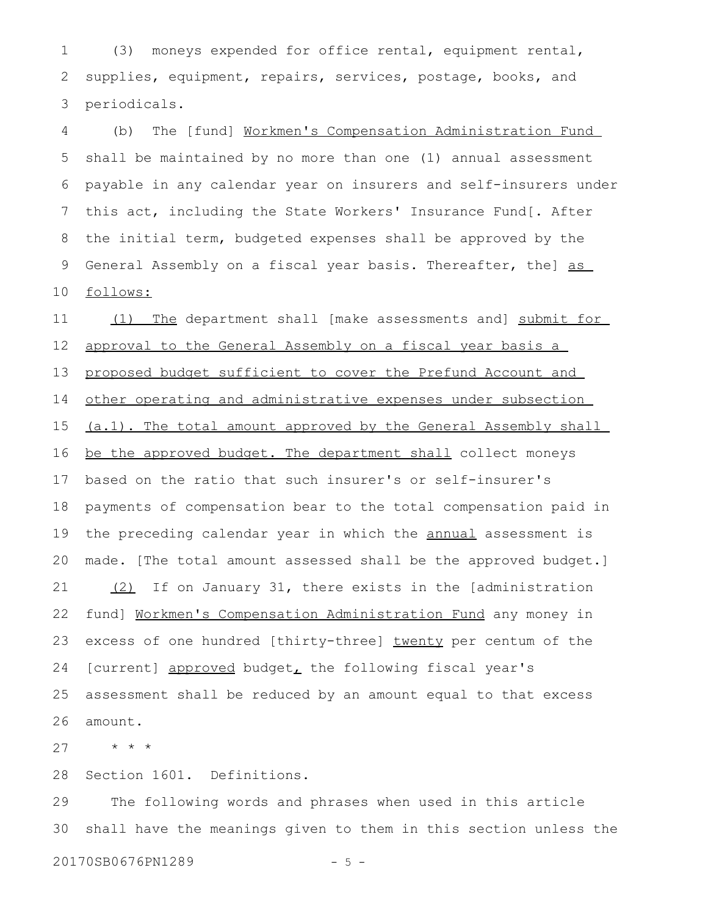(3) moneys expended for office rental, equipment rental, supplies, equipment, repairs, services, postage, books, and periodicals.

(b) The [fund] Workmen's Compensation Administration Fund shall be maintained by no more than one (1) annual assessment payable in any calendar year on insurers and self-insurers under this act, including the State Workers' Insurance Fund[. After the initial term, budgeted expenses shall be approved by the General Assembly on a fiscal year basis. Thereafter, the] as follows:

(1) The department shall [make assessments and] submit for approval to the General Assembly on a fiscal year basis a proposed budget sufficient to cover the Prefund Account and other operating and administrative expenses under subsection (a.1). The total amount approved by the General Assembly shall be the approved budget. The department shall collect moneys based on the ratio that such insurer's or self-insurer's payments of compensation bear to the total compensation paid in the preceding calendar year in which the annual assessment is made. [The total amount assessed shall be the approved budget.]

(2) If on January 31, there exists in the [administration fund] Workmen's Compensation Administration Fund any money in excess of one hundred [thirty-three] twenty per centum of the [current] approved budget, the following fiscal year's assessment shall be reduced by an amount equal to that excess amount.

\* \* \*

Section 1601. Definitions.

The following words and phrases when used in this article shall have the meanings given to them in this section unless the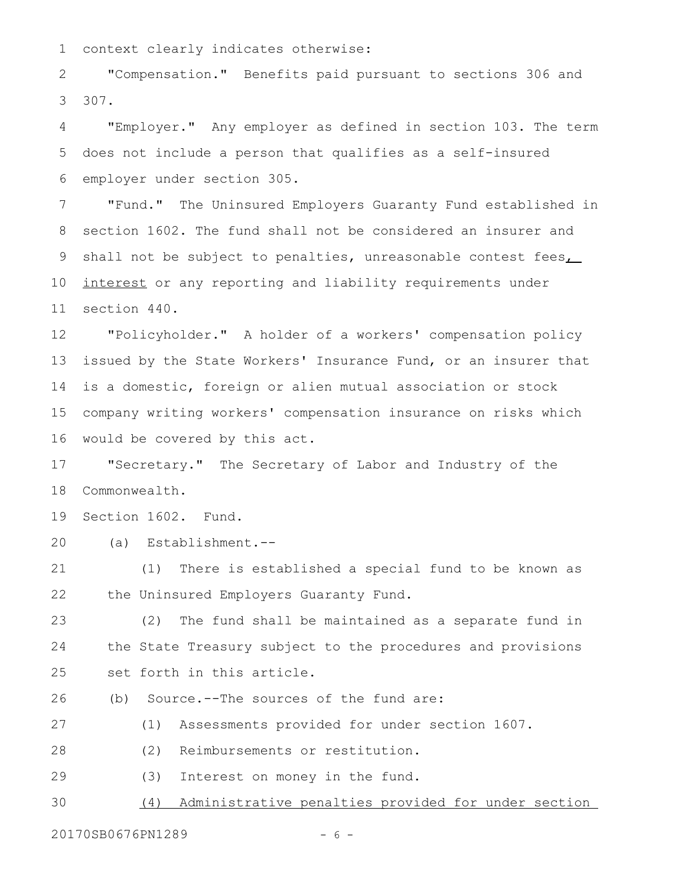context clearly indicates otherwise:

"Compensation." Benefits paid pursuant to sections 306 and 307.

"Employer." Any employer as defined in section 103. The term does not include a person that qualifies as a self-insured employer under section 305.

"Fund." The Uninsured Employers Guaranty Fund established in section 1602. The fund shall not be considered an insurer and shall not be subject to penalties, unreasonable contest fees, <u>interest</u> or any reporting and liability requirements under section 440.

"Policyholder." A holder of a workers' compensation policy issued by the State Workers' Insurance Fund, or an insurer that is a domestic, foreign or alien mutual association or stock company writing workers' compensation insurance on risks which would be covered by this act.

"Secretary." The Secretary of Labor and Industry of the Commonwealth.

Section 1602. Fund.

(a) Establishment.--

(1) There is established a special fund to be known as the Uninsured Employers Guaranty Fund.

(2) The fund shall be maintained as a separate fund in the State Treasury subject to the procedures and provisions set forth in this article.

(b) Source.--The sources of the fund are:

(1) Assessments provided for under section 1607.

(2) Reimbursements or restitution.

(3) Interest on money in the fund.

<u>(4) Administrative penalties provided for under section</u>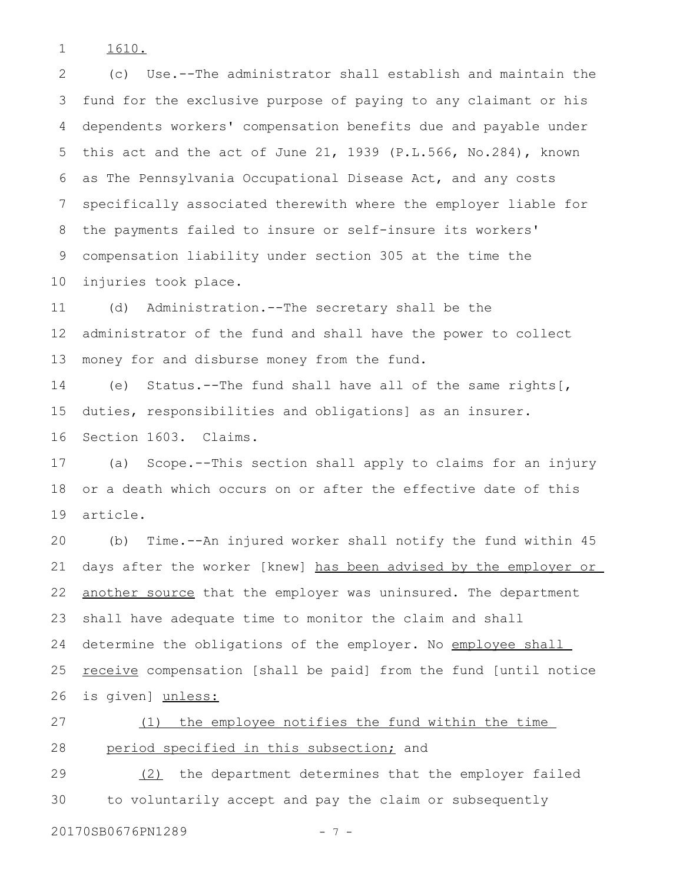1610.

(c) Use.--The administrator shall establish and maintain the fund for the exclusive purpose of paying to any claimant or his dependents workers' compensation benefits due and payable under this act and the act of June 21, 1939 (P.L.566, No.284), known as The Pennsylvania Occupational Disease Act, and any costs specifically associated therewith where the employer liable for the payments failed to insure or self-insure its workers' compensation liability under section 305 at the time the injuries took place.

(d) Administration.--The secretary shall be the administrator of the fund and shall have the power to collect money for and disburse money from the fund.

(e) Status.--The fund shall have all of the same rights[, duties, responsibilities and obligations] as an insurer.

Section 1603. Claims.

(a) Scope.--This section shall apply to claims for an injury or a death which occurs on or after the effective date of this article.

(b) Time.--An injured worker shall notify the fund within 45 days after the worker [knew] has been advised by the employer or another source that the employer was uninsured. The department shall have adequate time to monitor the claim and shall determine the obligations of the employer. No employee shall receive compensation [shall be paid] from the fund [until notice is given] unless:

(1) the employee notifies the fund within the time period specified in this subsection; and

(2) the department determines that the employer failed to voluntarily accept and pay the claim or subsequently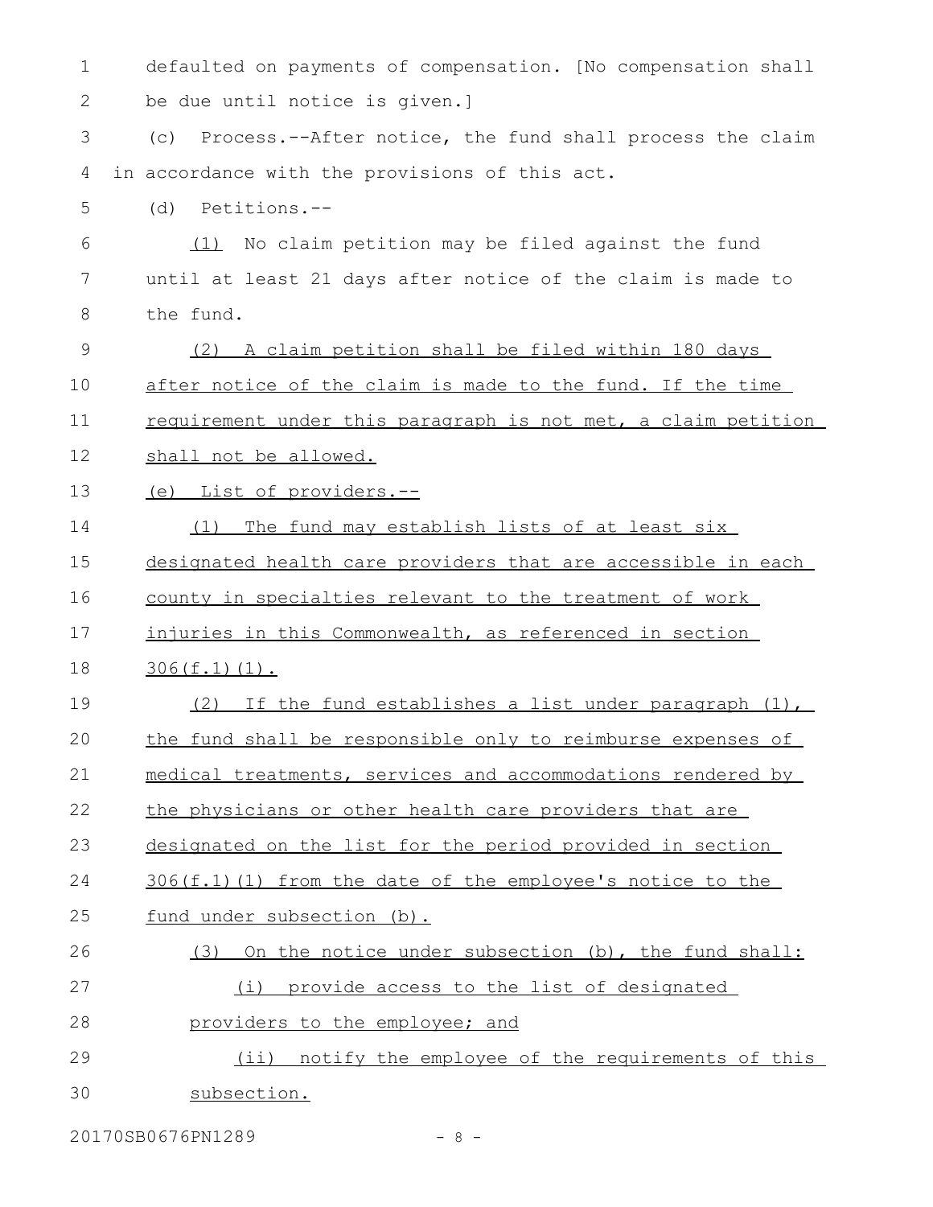defaulted on payments of compensation. [No compensation shall be due until notice is given.]

(c) Process.--After notice, the fund shall process the claim in accordance with the provisions of this act.

(d) Petitions.--

(1) No claim petition may be filed against the fund until at least 21 days after notice of the claim is made to the fund.

(2) A claim petition shall be filed within 180 days after notice of the claim is made to the fund. If the time requirement under this paragraph is not met, a claim petition shall not be allowed.

(e) List of providers.--

(1) The fund may establish lists of at least six designated health care providers that are accessible in each county in specialties relevant to the treatment of work injuries in this Commonwealth, as referenced in section 306(f.1)(1).

(2) If the fund establishes a list under paragraph (1), the fund shall be responsible only to reimburse expenses of medical treatments, services and accommodations rendered by the physicians or other health care providers that are designated on the list for the period provided in section 306(f.1)(1) from the date of the employee's notice to the fund under subsection (b).

(3) On the notice under subsection (b), the fund shall:

(i) provide access to the list of designated providers to the employee; and

(ii) notify the employee of the requirements of this subsection.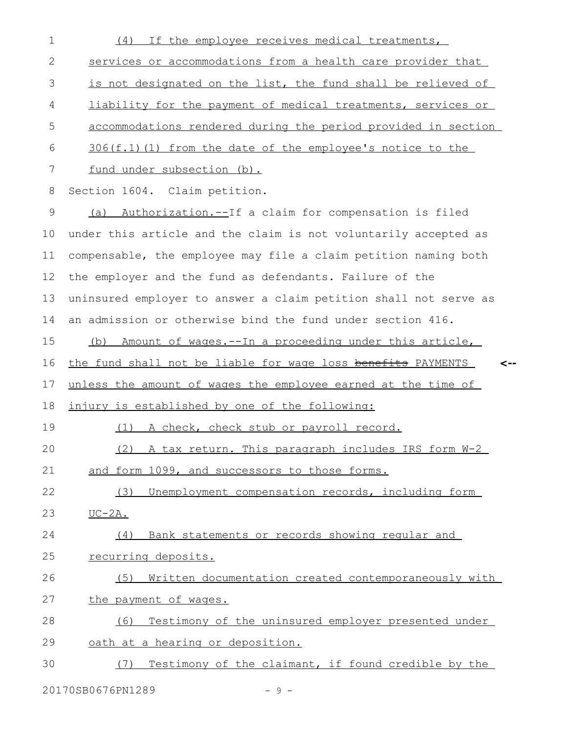(4) If the employee receives medical treatments, services or accommodations from a health care provider that is not designated on the list, the fund shall be relieved of liability for the payment of medical treatments, services or accommodations rendered during the period provided in section 306(f.1)(1) from the date of the employee's notice to the fund under subsection (b).

Section 1604. Claim petition.

(a) Authorization.--If a claim for compensation is filed under this article and the claim is not voluntarily accepted as compensable, the employee may file a claim petition naming both the employer and the fund as defendants. Failure of the uninsured employer to answer a claim petition shall not serve as an admission or otherwise bind the fund under section 416.

(b) Amount of wages.--In a proceeding under this article, the fund shall not be liable for wage loss ~~benefits~~ PAYMENTS unless the amount of wages the employee earned at the time of injury is established by one of the following:

(1) A check, check stub or payroll record.

(2) A tax return. This paragraph includes IRS form W-2 and form 1099, and successors to those forms.

(3) Unemployment compensation records, including form UC-2A.

(4) Bank statements or records showing regular and recurring deposits.

(5) Written documentation created contemporaneously with the payment of wages.

(6) Testimony of the uninsured employer presented under oath at a hearing or deposition.

(7) Testimony of the claimant, if found credible by the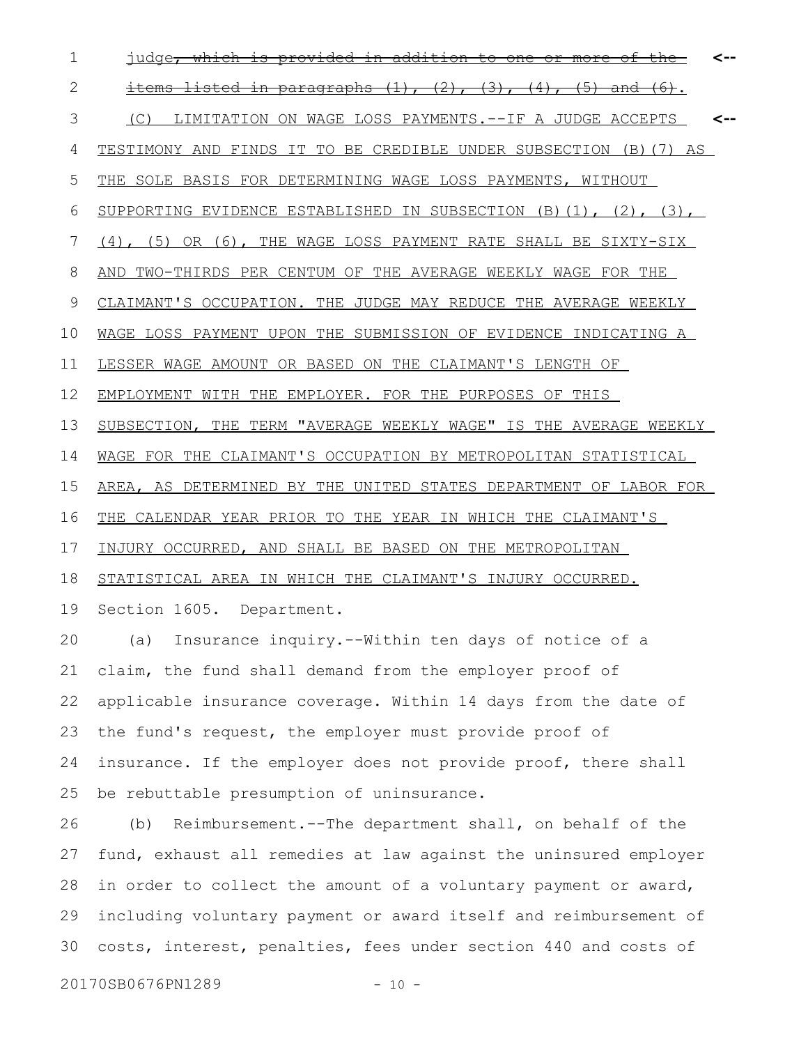judge~~, which is provided in addition to one or more of the items listed in paragraphs (1), (2), (3), (4), (5) and (6)~~.

<u>(C) LIMITATION ON WAGE LOSS PAYMENTS.--IF A JUDGE ACCEPTS TESTIMONY AND FINDS IT TO BE CREDIBLE UNDER SUBSECTION (B)(7) AS THE SOLE BASIS FOR DETERMINING WAGE LOSS PAYMENTS, WITHOUT SUPPORTING EVIDENCE ESTABLISHED IN SUBSECTION (B)(1), (2), (3), (4), (5) OR (6), THE WAGE LOSS PAYMENT RATE SHALL BE SIXTY-SIX AND TWO-THIRDS PER CENTUM OF THE AVERAGE WEEKLY WAGE FOR THE CLAIMANT'S OCCUPATION. THE JUDGE MAY REDUCE THE AVERAGE WEEKLY WAGE LOSS PAYMENT UPON THE SUBMISSION OF EVIDENCE INDICATING A LESSER WAGE AMOUNT OR BASED ON THE CLAIMANT'S LENGTH OF EMPLOYMENT WITH THE EMPLOYER. FOR THE PURPOSES OF THIS SUBSECTION, THE TERM "AVERAGE WEEKLY WAGE" IS THE AVERAGE WEEKLY WAGE FOR THE CLAIMANT'S OCCUPATION BY METROPOLITAN STATISTICAL AREA, AS DETERMINED BY THE UNITED STATES DEPARTMENT OF LABOR FOR THE CALENDAR YEAR PRIOR TO THE YEAR IN WHICH THE CLAIMANT'S INJURY OCCURRED, AND SHALL BE BASED ON THE METROPOLITAN STATISTICAL AREA IN WHICH THE CLAIMANT'S INJURY OCCURRED.</u>

Section 1605. Department.

(a) Insurance inquiry.--Within ten days of notice of a claim, the fund shall demand from the employer proof of applicable insurance coverage. Within 14 days from the date of the fund's request, the employer must provide proof of insurance. If the employer does not provide proof, there shall be rebuttable presumption of uninsurance.

(b) Reimbursement.--The department shall, on behalf of the fund, exhaust all remedies at law against the uninsured employer in order to collect the amount of a voluntary payment or award, including voluntary payment or award itself and reimbursement of costs, interest, penalties, fees under section 440 and costs of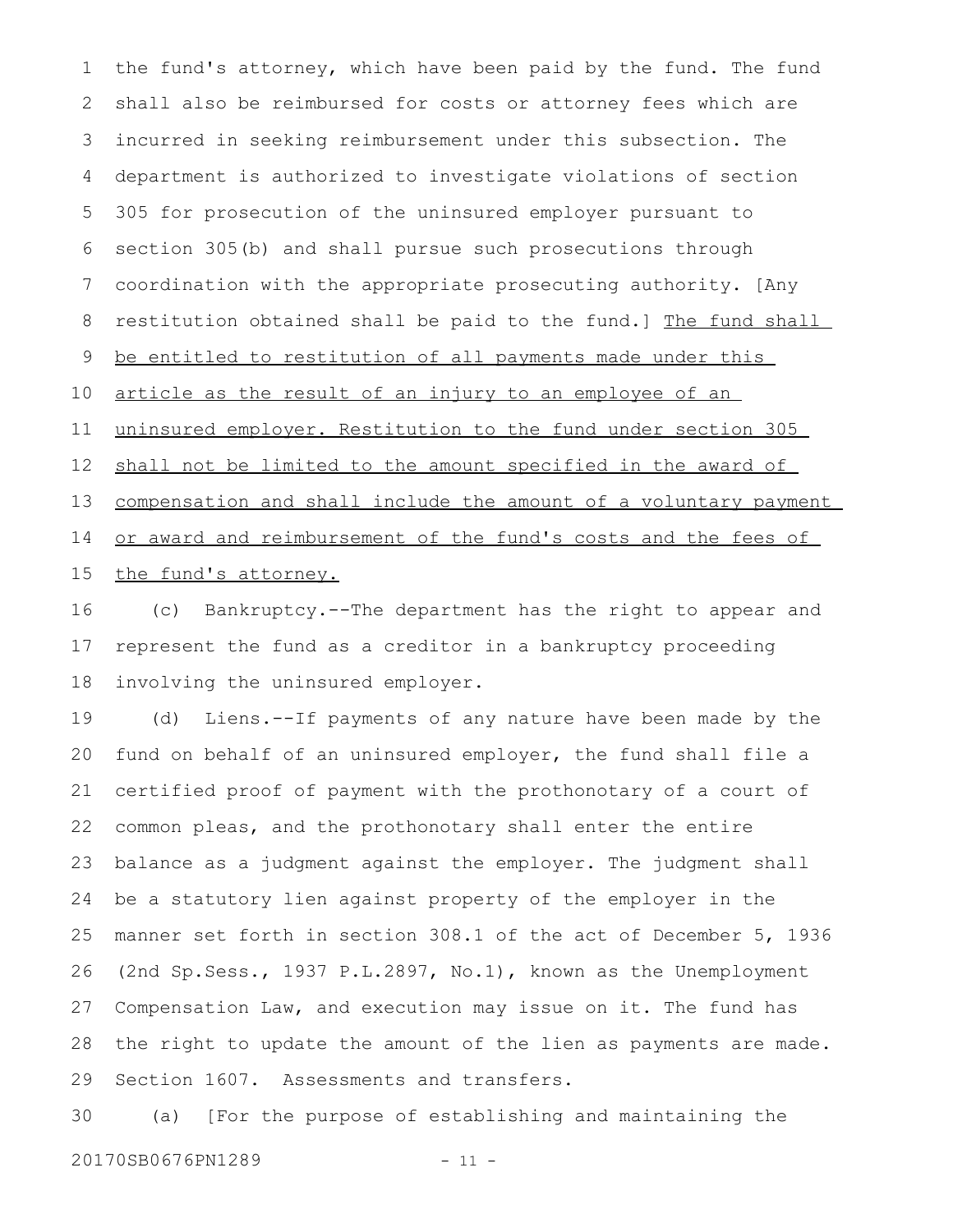the fund's attorney, which have been paid by the fund. The fund shall also be reimbursed for costs or attorney fees which are incurred in seeking reimbursement under this subsection. The department is authorized to investigate violations of section 305 for prosecution of the uninsured employer pursuant to section 305(b) and shall pursue such prosecutions through coordination with the appropriate prosecuting authority. [Any restitution obtained shall be paid to the fund.] <u>The fund shall be entitled to restitution of all payments made under this article as the result of an injury to an employee of an uninsured employer. Restitution to the fund under section 305 shall not be limited to the amount specified in the award of compensation and shall include the amount of a voluntary payment or award and reimbursement of the fund's costs and the fees of the fund's attorney.</u>

(c) Bankruptcy.--The department has the right to appear and represent the fund as a creditor in a bankruptcy proceeding involving the uninsured employer.

(d) Liens.--If payments of any nature have been made by the fund on behalf of an uninsured employer, the fund shall file a certified proof of payment with the prothonotary of a court of common pleas, and the prothonotary shall enter the entire balance as a judgment against the employer. The judgment shall be a statutory lien against property of the employer in the manner set forth in section 308.1 of the act of December 5, 1936 (2nd Sp.Sess., 1937 P.L.2897, No.1), known as the Unemployment Compensation Law, and execution may issue on it. The fund has the right to update the amount of the lien as payments are made.

Section 1607. Assessments and transfers.

(a) [For the purpose of establishing and maintaining the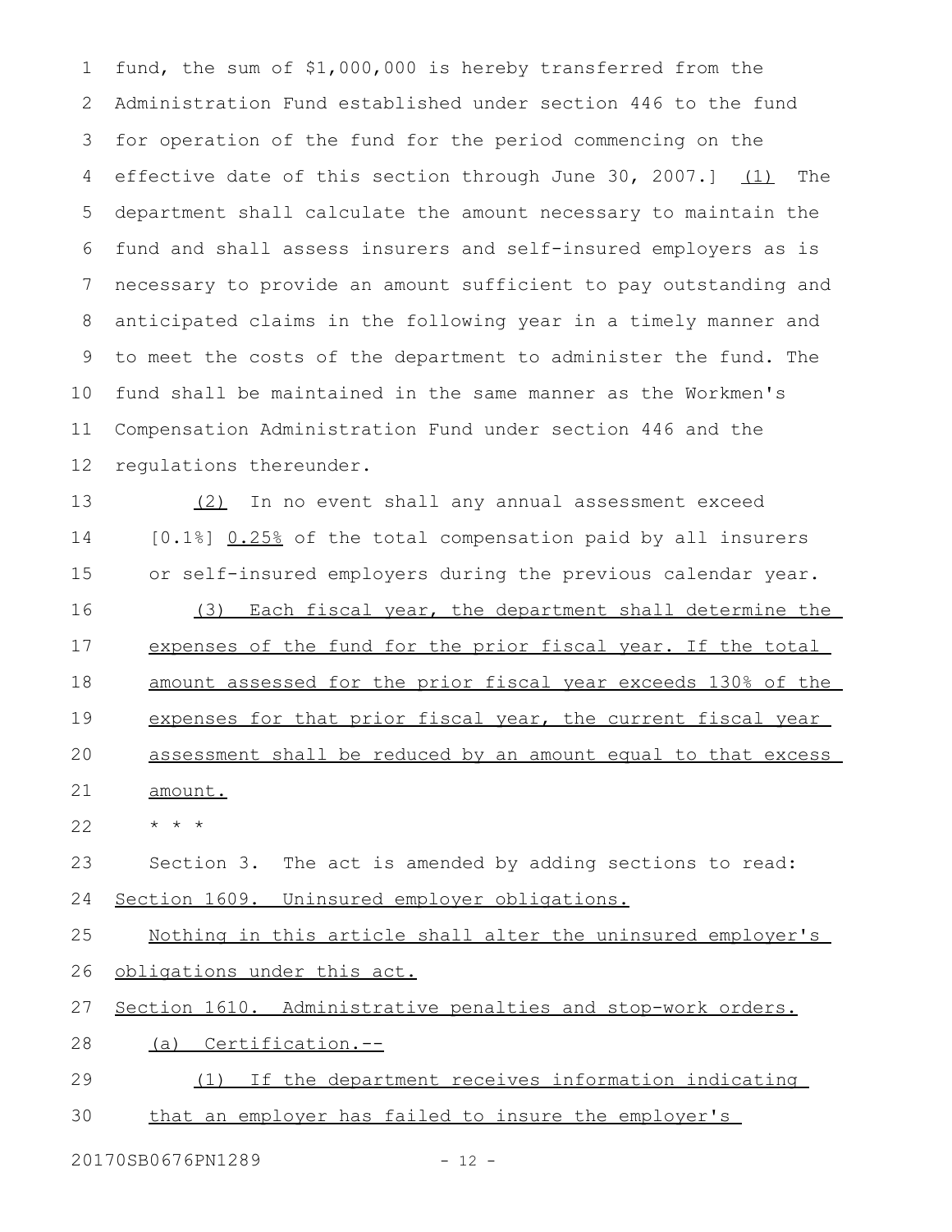fund, the sum of $1,000,000 is hereby transferred from the Administration Fund established under section 446 to the fund for operation of the fund for the period commencing on the effective date of this section through June 30, 2007.] (1) The department shall calculate the amount necessary to maintain the fund and shall assess insurers and self-insured employers as is necessary to provide an amount sufficient to pay outstanding and anticipated claims in the following year in a timely manner and to meet the costs of the department to administer the fund. The fund shall be maintained in the same manner as the Workmen's Compensation Administration Fund under section 446 and the regulations thereunder.

(2) In no event shall any annual assessment exceed [0.1%] 0.25% of the total compensation paid by all insurers or self-insured employers during the previous calendar year.

(3) Each fiscal year, the department shall determine the expenses of the fund for the prior fiscal year. If the total amount assessed for the prior fiscal year exceeds 130% of the expenses for that prior fiscal year, the current fiscal year assessment shall be reduced by an amount equal to that excess amount.

* * *

Section 3. The act is amended by adding sections to read:

Section 1609. Uninsured employer obligations.

Nothing in this article shall alter the uninsured employer's obligations under this act.

Section 1610. Administrative penalties and stop-work orders.

(a) Certification.--

(1) If the department receives information indicating that an employer has failed to insure the employer's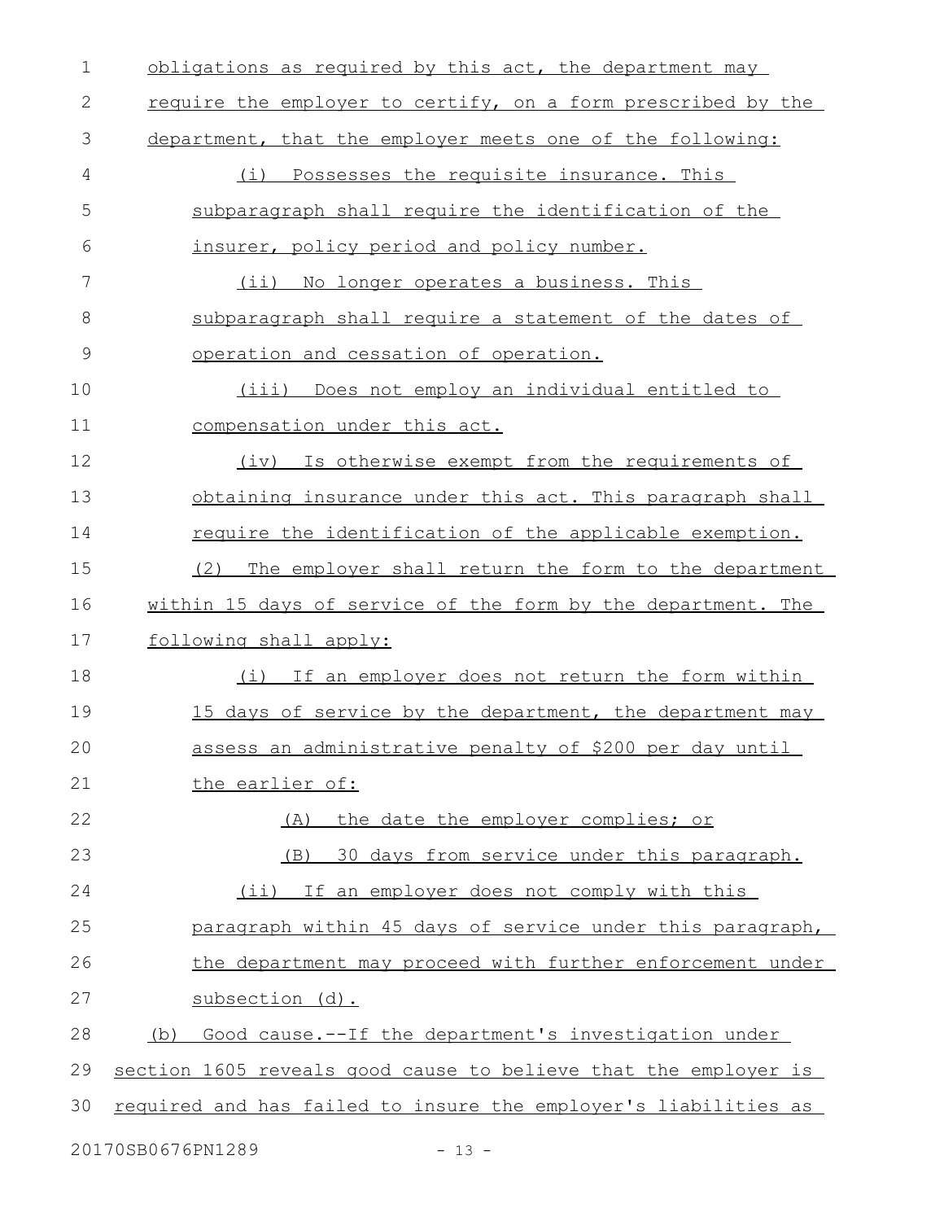obligations as required by this act, the department may require the employer to certify, on a form prescribed by the department, that the employer meets one of the following:

(i) Possesses the requisite insurance. This subparagraph shall require the identification of the insurer, policy period and policy number.

(ii) No longer operates a business. This subparagraph shall require a statement of the dates of operation and cessation of operation.

(iii) Does not employ an individual entitled to compensation under this act.

(iv) Is otherwise exempt from the requirements of obtaining insurance under this act. This paragraph shall require the identification of the applicable exemption.

(2) The employer shall return the form to the department within 15 days of service of the form by the department. The following shall apply:

(i) If an employer does not return the form within 15 days of service by the department, the department may assess an administrative penalty of $200 per day until the earlier of:

(A) the date the employer complies; or

(B) 30 days from service under this paragraph.

(ii) If an employer does not comply with this paragraph within 45 days of service under this paragraph, the department may proceed with further enforcement under subsection (d).

(b) Good cause.--If the department's investigation under section 1605 reveals good cause to believe that the employer is required and has failed to insure the employer's liabilities as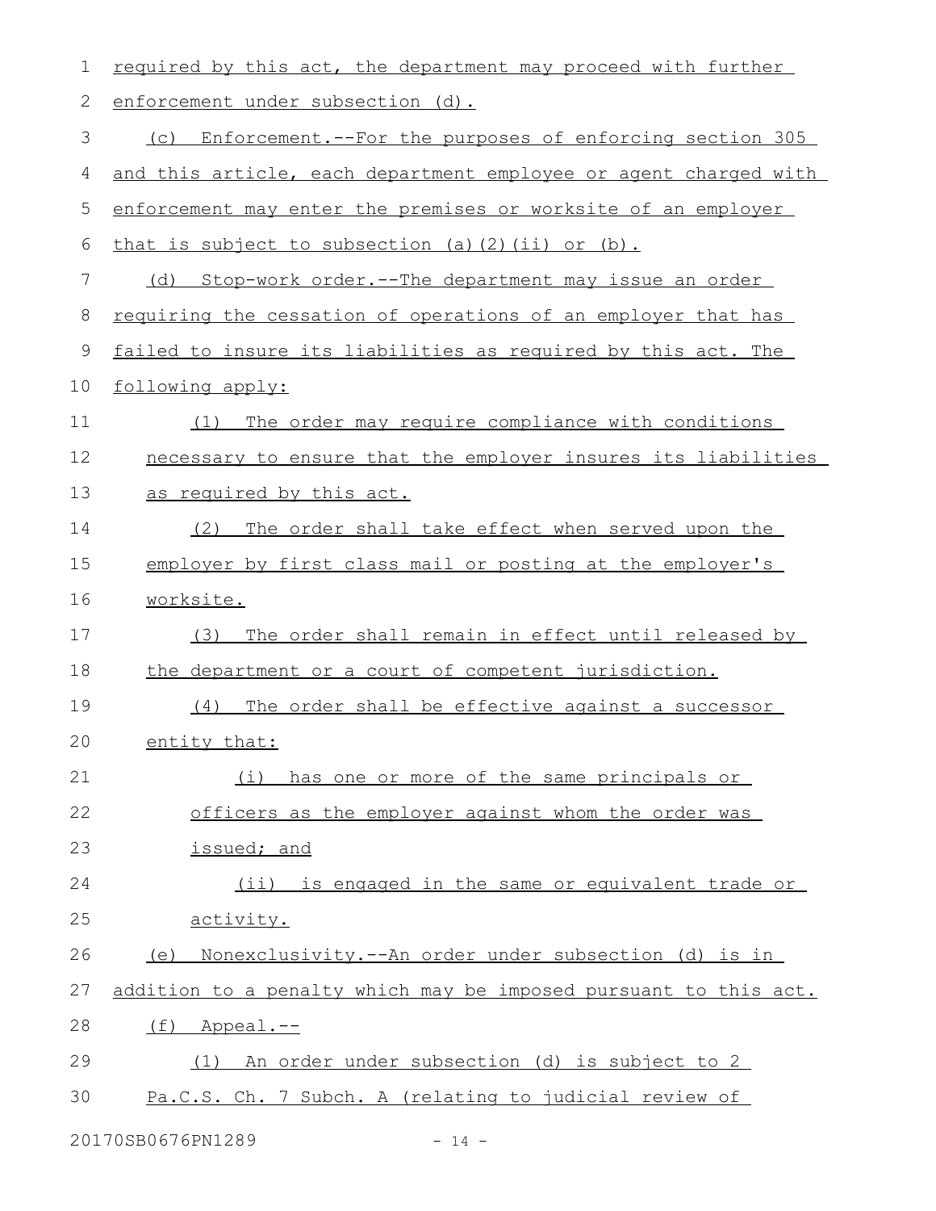required by this act, the department may proceed with further enforcement under subsection (d).

(c) Enforcement.--For the purposes of enforcing section 305 and this article, each department employee or agent charged with enforcement may enter the premises or worksite of an employer that is subject to subsection (a)(2)(ii) or (b).

(d) Stop-work order.--The department may issue an order requiring the cessation of operations of an employer that has failed to insure its liabilities as required by this act. The following apply:

(1) The order may require compliance with conditions necessary to ensure that the employer insures its liabilities as required by this act.

(2) The order shall take effect when served upon the employer by first class mail or posting at the employer's worksite.

(3) The order shall remain in effect until released by the department or a court of competent jurisdiction.

(4) The order shall be effective against a successor entity that:

(i) has one or more of the same principals or officers as the employer against whom the order was issued; and

(ii) is engaged in the same or equivalent trade or activity.

(e) Nonexclusivity.--An order under subsection (d) is in addition to a penalty which may be imposed pursuant to this act.

(f) Appeal.--

(1) An order under subsection (d) is subject to 2 Pa.C.S. Ch. 7 Subch. A (relating to judicial review of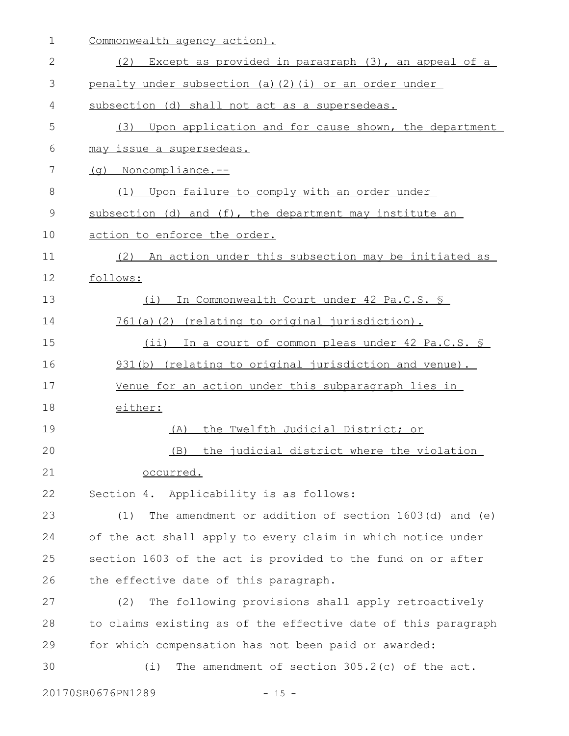Commonwealth agency action).

(2) Except as provided in paragraph (3), an appeal of a penalty under subsection (a)(2)(i) or an order under subsection (d) shall not act as a supersedeas.

(3) Upon application and for cause shown, the department may issue a supersedeas.

(g) Noncompliance.--

(1) Upon failure to comply with an order under subsection (d) and (f), the department may institute an action to enforce the order.

(2) An action under this subsection may be initiated as follows:

(i) In Commonwealth Court under 42 Pa.C.S. § 761(a)(2) (relating to original jurisdiction).

(ii) In a court of common pleas under 42 Pa.C.S. § 931(b) (relating to original jurisdiction and venue). Venue for an action under this subparagraph lies in either:

(A) the Twelfth Judicial District; or

(B) the judicial district where the violation occurred.

Section 4. Applicability is as follows:

(1) The amendment or addition of section 1603(d) and (e) of the act shall apply to every claim in which notice under section 1603 of the act is provided to the fund on or after the effective date of this paragraph.

(2) The following provisions shall apply retroactively to claims existing as of the effective date of this paragraph for which compensation has not been paid or awarded:

(i) The amendment of section 305.2(c) of the act.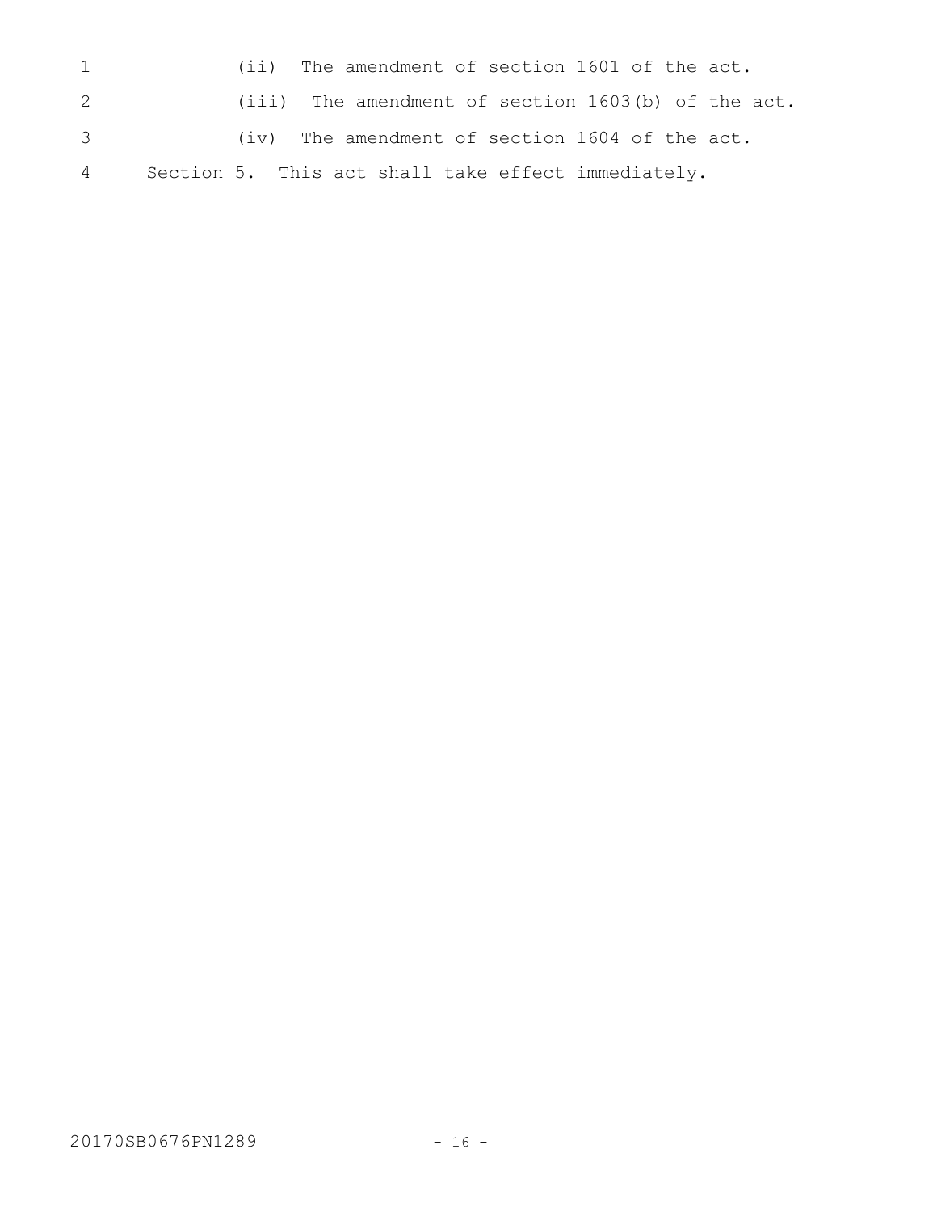(ii) The amendment of section 1601 of the act.

(iii) The amendment of section 1603(b) of the act.

(iv) The amendment of section 1604 of the act.

Section 5. This act shall take effect immediately.